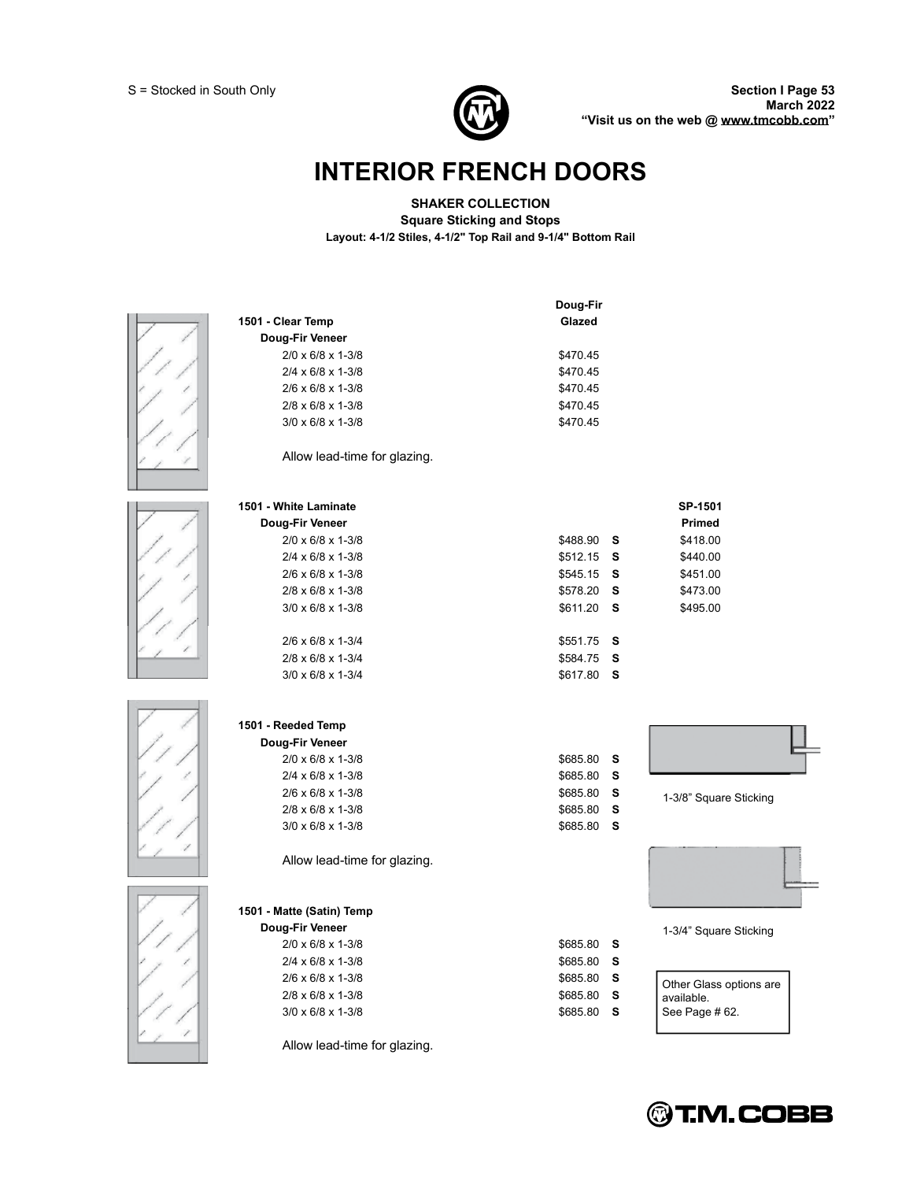S = Stocked in South Only

**Section I Page 53**
**March 2022**
**"Visit us on the web @ www.tmcobb.com"**

# INTERIOR FRENCH DOORS

**SHAKER COLLECTION**
**Square Sticking and Stops**
**Layout: 4-1/2 Stiles, 4-1/2" Top Rail and 9-1/4" Bottom Rail**

| | Doug-Fir Glazed | |
|---|---|---|
| **1501 - Clear Temp** | | |
| **Doug-Fir Veneer** | | |
| 2/0 x 6/8 x 1-3/8 | $470.45 | |
| 2/4 x 6/8 x 1-3/8 | $470.45 | |
| 2/6 x 6/8 x 1-3/8 | $470.45 | |
| 2/8 x 6/8 x 1-3/8 | $470.45 | |
| 3/0 x 6/8 x 1-3/8 | $470.45 | |

Allow lead-time for glazing.

| | Doug-Fir Glazed | | SP-1501 Primed |
|---|---|---|---|
| **1501 - White Laminate** | | | |
| **Doug-Fir Veneer** | | | |
| 2/0 x 6/8 x 1-3/8 | $488.90 | S | $418.00 |
| 2/4 x 6/8 x 1-3/8 | $512.15 | S | $440.00 |
| 2/6 x 6/8 x 1-3/8 | $545.15 | S | $451.00 |
| 2/8 x 6/8 x 1-3/8 | $578.20 | S | $473.00 |
| 3/0 x 6/8 x 1-3/8 | $611.20 | S | $495.00 |
| 2/6 x 6/8 x 1-3/4 | $551.75 | S | |
| 2/8 x 6/8 x 1-3/4 | $584.75 | S | |
| 3/0 x 6/8 x 1-3/4 | $617.80 | S | |

| | Doug-Fir Glazed | |
|---|---|---|
| **1501 - Reeded Temp** | | |
| **Doug-Fir Veneer** | | |
| 2/0 x 6/8 x 1-3/8 | $685.80 | S |
| 2/4 x 6/8 x 1-3/8 | $685.80 | S |
| 2/6 x 6/8 x 1-3/8 | $685.80 | S |
| 2/8 x 6/8 x 1-3/8 | $685.80 | S |
| 3/0 x 6/8 x 1-3/8 | $685.80 | S |

Allow lead-time for glazing.

| | Doug-Fir Glazed | |
|---|---|---|
| **1501 - Matte (Satin) Temp** | | |
| **Doug-Fir Veneer** | | |
| 2/0 x 6/8 x 1-3/8 | $685.80 | S |
| 2/4 x 6/8 x 1-3/8 | $685.80 | S |
| 2/6 x 6/8 x 1-3/8 | $685.80 | S |
| 2/8 x 6/8 x 1-3/8 | $685.80 | S |
| 3/0 x 6/8 x 1-3/8 | $685.80 | S |

Allow lead-time for glazing.

1-3/8" Square Sticking

1-3/4" Square Sticking

Other Glass options are available. See Page # 62.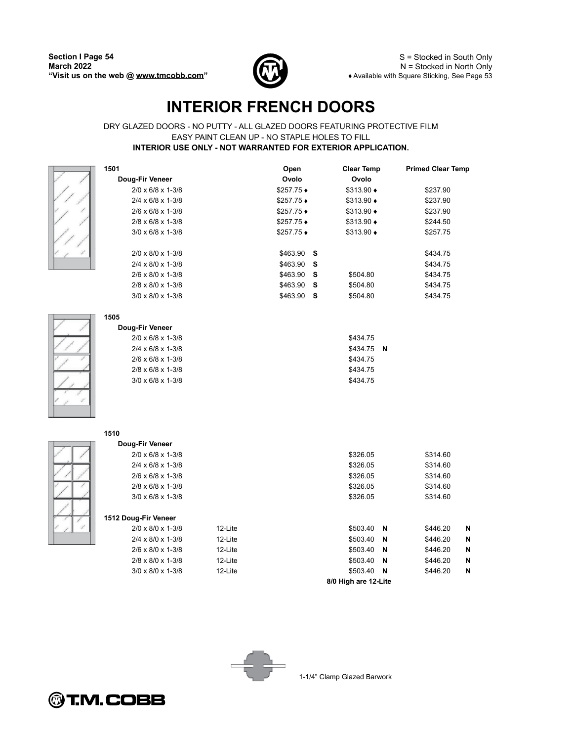S = Stocked in South Only
N = Stocked in North Only
♦ Available with Square Sticking, See Page 53

# INTERIOR FRENCH DOORS

DRY GLAZED DOORS - NO PUTTY - ALL GLAZED DOORS FEATURING PROTECTIVE FILM
EASY PAINT CLEAN UP - NO STAPLE HOLES TO FILL
**INTERIOR USE ONLY - NOT WARRANTED FOR EXTERIOR APPLICATION.**

| **1501** | | **Open Ovolo** | **Clear Temp Ovolo** | **Primed Clear Temp** |
|---|---|---|---|---|
| **Doug-Fir Veneer** | | | | |
| 2/0 x 6/8 x 1-3/8 | | $257.75 ♦ | $313.90 ♦ | $237.90 |
| 2/4 x 6/8 x 1-3/8 | | $257.75 ♦ | $313.90 ♦ | $237.90 |
| 2/6 x 6/8 x 1-3/8 | | $257.75 ♦ | $313.90 ♦ | $237.90 |
| 2/8 x 6/8 x 1-3/8 | | $257.75 ♦ | $313.90 ♦ | $244.50 |
| 3/0 x 6/8 x 1-3/8 | | $257.75 ♦ | $313.90 ♦ | $257.75 |
| 2/0 x 8/0 x 1-3/8 | | $463.90 S | | $434.75 |
| 2/4 x 8/0 x 1-3/8 | | $463.90 S | | $434.75 |
| 2/6 x 8/0 x 1-3/8 | | $463.90 S | $504.80 | $434.75 |
| 2/8 x 8/0 x 1-3/8 | | $463.90 S | $504.80 | $434.75 |
| 3/0 x 8/0 x 1-3/8 | | $463.90 S | $504.80 | $434.75 |
| **1505** | | | | |
| **Doug-Fir Veneer** | | | | |
| 2/0 x 6/8 x 1-3/8 | | | $434.75 | |
| 2/4 x 6/8 x 1-3/8 | | | $434.75 N | |
| 2/6 x 6/8 x 1-3/8 | | | $434.75 | |
| 2/8 x 6/8 x 1-3/8 | | | $434.75 | |
| 3/0 x 6/8 x 1-3/8 | | | $434.75 | |
| **1510** | | | | |
| **Doug-Fir Veneer** | | | | |
| 2/0 x 6/8 x 1-3/8 | | | $326.05 | $314.60 |
| 2/4 x 6/8 x 1-3/8 | | | $326.05 | $314.60 |
| 2/6 x 6/8 x 1-3/8 | | | $326.05 | $314.60 |
| 2/8 x 6/8 x 1-3/8 | | | $326.05 | $314.60 |
| 3/0 x 6/8 x 1-3/8 | | | $326.05 | $314.60 |
| **1512 Doug-Fir Veneer** | | | | |
| 2/0 x 8/0 x 1-3/8 | 12-Lite | | $503.40 N | $446.20 N |
| 2/4 x 8/0 x 1-3/8 | 12-Lite | | $503.40 N | $446.20 N |
| 2/6 x 8/0 x 1-3/8 | 12-Lite | | $503.40 N | $446.20 N |
| 2/8 x 8/0 x 1-3/8 | 12-Lite | | $503.40 N | $446.20 N |
| 3/0 x 8/0 x 1-3/8 | 12-Lite | | $503.40 N | $446.20 N |
| | | | **8/0 High are 12-Lite** | |

1-1/4" Clamp Glazed Barwork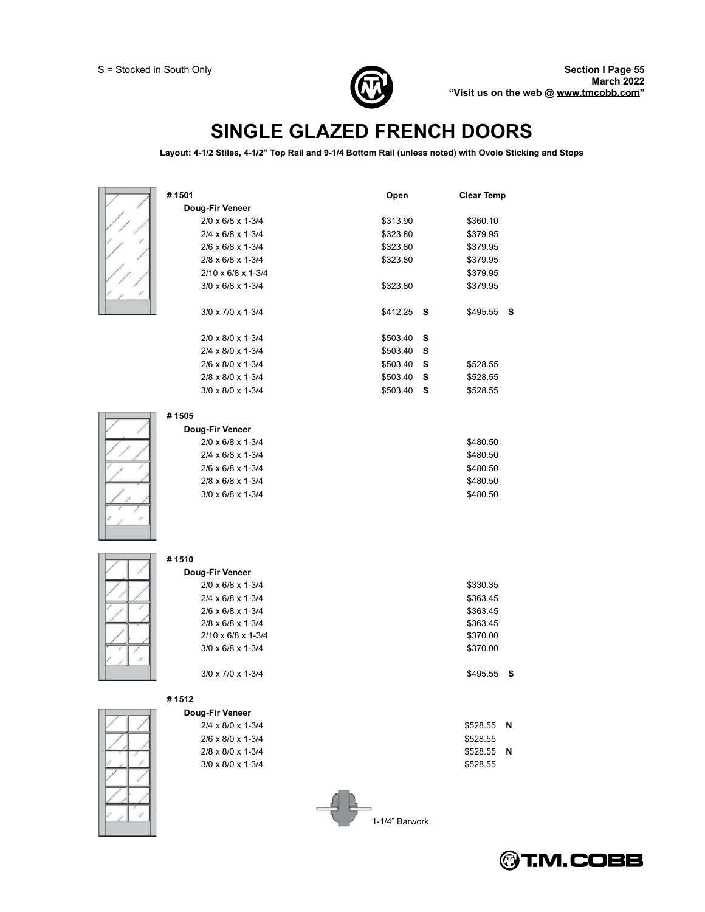S = Stocked in South Only

# SINGLE GLAZED FRENCH DOORS

**Layout: 4-1/2 Stiles, 4-1/2" Top Rail and 9-1/4 Bottom Rail (unless noted) with Ovolo Sticking and Stops**

| # 1501 | Open | | Clear Temp | |
|---|---|---|---|---|
| **Doug-Fir Veneer** | | | | |
| 2/0 x 6/8 x 1-3/4 | $313.90 | | $360.10 | |
| 2/4 x 6/8 x 1-3/4 | $323.80 | | $379.95 | |
| 2/6 x 6/8 x 1-3/4 | $323.80 | | $379.95 | |
| 2/8 x 6/8 x 1-3/4 | $323.80 | | $379.95 | |
| 2/10 x 6/8 x 1-3/4 | | | $379.95 | |
| 3/0 x 6/8 x 1-3/4 | $323.80 | | $379.95 | |
| 3/0 x 7/0 x 1-3/4 | $412.25 | S | $495.55 | S |
| 2/0 x 8/0 x 1-3/4 | $503.40 | S | | |
| 2/4 x 8/0 x 1-3/4 | $503.40 | S | | |
| 2/6 x 8/0 x 1-3/4 | $503.40 | S | $528.55 | |
| 2/8 x 8/0 x 1-3/4 | $503.40 | S | $528.55 | |
| 3/0 x 8/0 x 1-3/4 | $503.40 | S | $528.55 | |

| # 1505 | Clear Temp |
|---|---|
| **Doug-Fir Veneer** | |
| 2/0 x 6/8 x 1-3/4 | $480.50 |
| 2/4 x 6/8 x 1-3/4 | $480.50 |
| 2/6 x 6/8 x 1-3/4 | $480.50 |
| 2/8 x 6/8 x 1-3/4 | $480.50 |
| 3/0 x 6/8 x 1-3/4 | $480.50 |

| # 1510 | Clear Temp | |
|---|---|---|
| **Doug-Fir Veneer** | | |
| 2/0 x 6/8 x 1-3/4 | $330.35 | |
| 2/4 x 6/8 x 1-3/4 | $363.45 | |
| 2/6 x 6/8 x 1-3/4 | $363.45 | |
| 2/8 x 6/8 x 1-3/4 | $363.45 | |
| 2/10 x 6/8 x 1-3/4 | $370.00 | |
| 3/0 x 6/8 x 1-3/4 | $370.00 | |
| 3/0 x 7/0 x 1-3/4 | $495.55 | S |

| # 1512 | Clear Temp | |
|---|---|---|
| **Doug-Fir Veneer** | | |
| 2/4 x 8/0 x 1-3/4 | $528.55 | N |
| 2/6 x 8/0 x 1-3/4 | $528.55 | |
| 2/8 x 8/0 x 1-3/4 | $528.55 | N |
| 3/0 x 8/0 x 1-3/4 | $528.55 | |

1-1/4" Barwork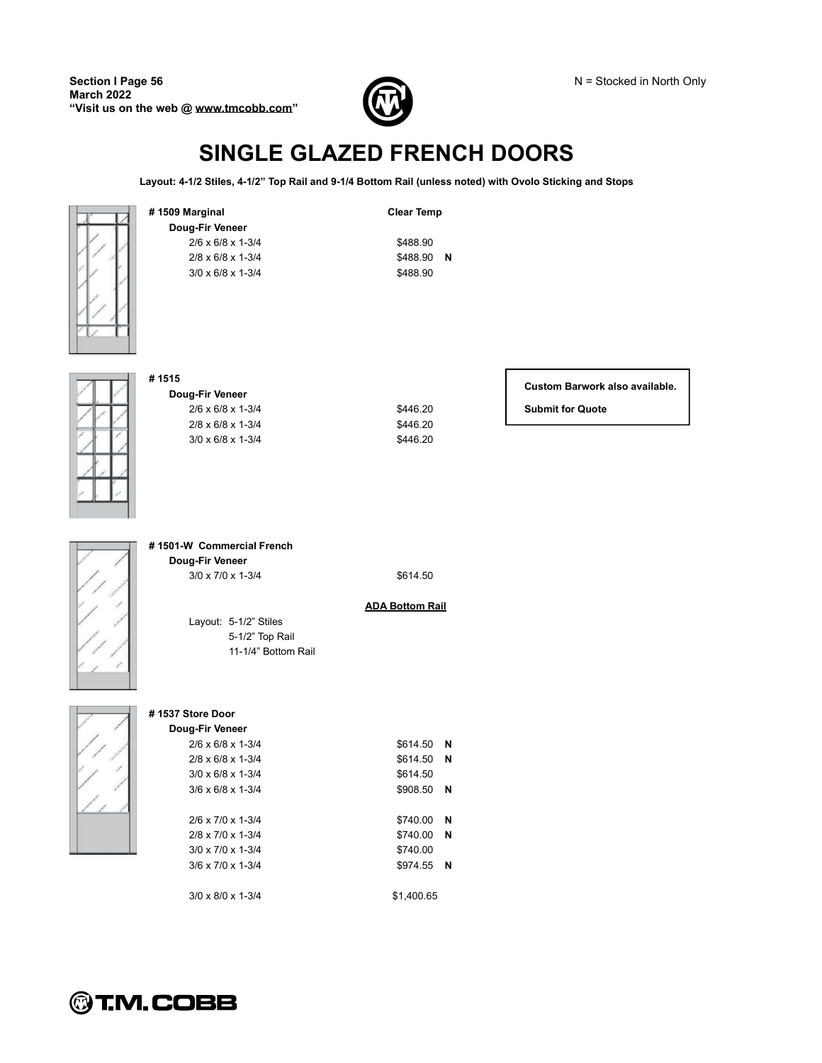N = Stocked in North Only

# SINGLE GLAZED FRENCH DOORS

**Layout: 4-1/2 Stiles, 4-1/2" Top Rail and 9-1/4 Bottom Rail (unless noted) with Ovolo Sticking and Stops**

**# 1509 Marginal** — **Clear Temp**

**Doug-Fir Veneer**

| Size | Clear Temp | |
|---|---|---|
| 2/6 x 6/8 x 1-3/4 | $488.90 | |
| 2/8 x 6/8 x 1-3/4 | $488.90 | N |
| 3/0 x 6/8 x 1-3/4 | $488.90 | |

**# 1515**

**Doug-Fir Veneer**

| Size | Price |
|---|---|
| 2/6 x 6/8 x 1-3/4 | $446.20 |
| 2/8 x 6/8 x 1-3/4 | $446.20 |
| 3/0 x 6/8 x 1-3/4 | $446.20 |

**Custom Barwork also available.**

**Submit for Quote**

**# 1501-W Commercial French**

**Doug-Fir Veneer**

| Size | Price |
|---|---|
| 3/0 x 7/0 x 1-3/4 | $614.50 |

**ADA Bottom Rail**

Layout: 5-1/2" Stiles
5-1/2" Top Rail
11-1/4" Bottom Rail

**# 1537 Store Door**

**Doug-Fir Veneer**

| Size | Price | |
|---|---|---|
| 2/6 x 6/8 x 1-3/4 | $614.50 | N |
| 2/8 x 6/8 x 1-3/4 | $614.50 | N |
| 3/0 x 6/8 x 1-3/4 | $614.50 | |
| 3/6 x 6/8 x 1-3/4 | $908.50 | N |
| 2/6 x 7/0 x 1-3/4 | $740.00 | N |
| 2/8 x 7/0 x 1-3/4 | $740.00 | N |
| 3/0 x 7/0 x 1-3/4 | $740.00 | |
| 3/6 x 7/0 x 1-3/4 | $974.55 | N |
| 3/0 x 8/0 x 1-3/4 | $1,400.65 | |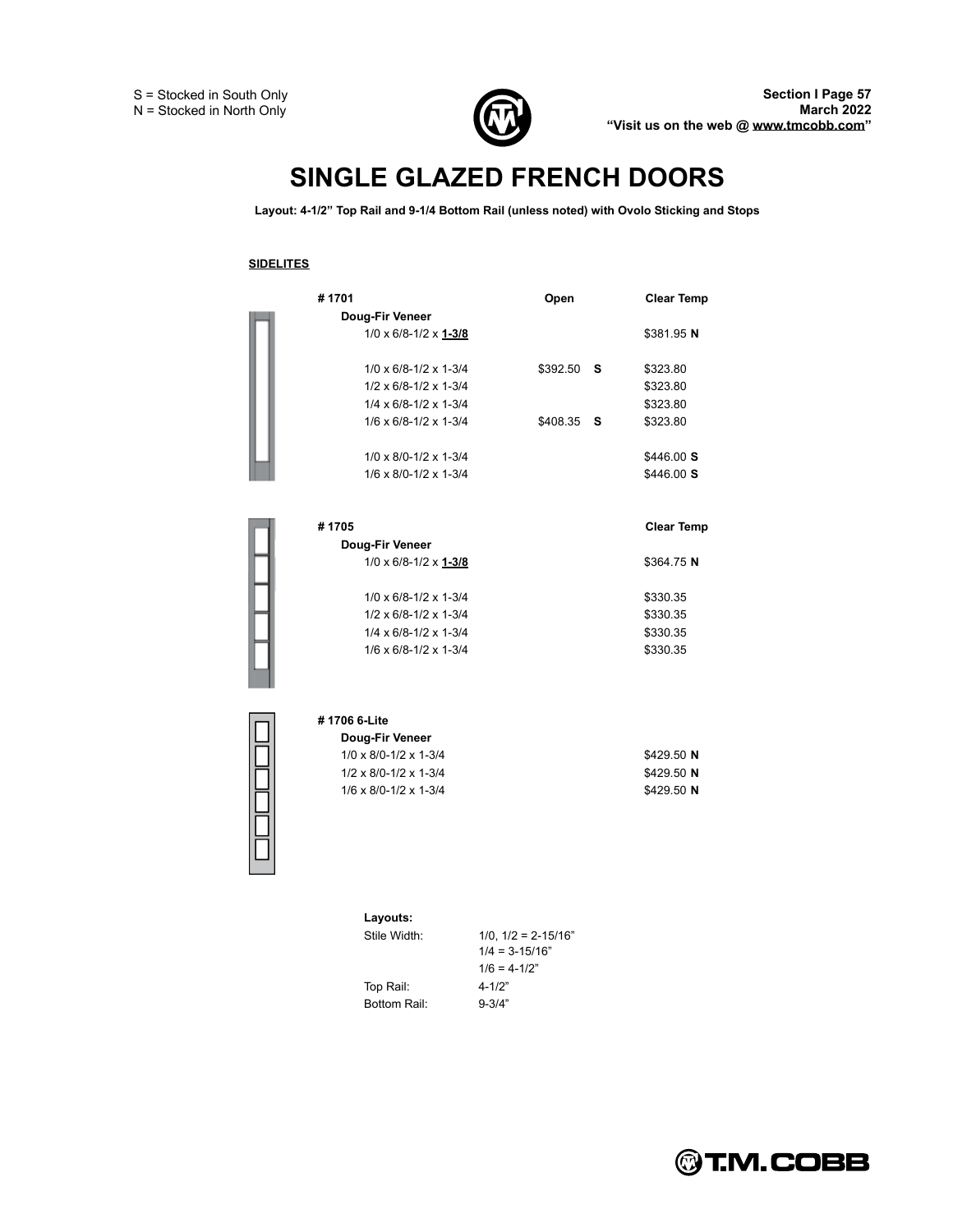S = Stocked in South Only
N = Stocked in North Only

# SINGLE GLAZED FRENCH DOORS

**Layout: 4-1/2" Top Rail and 9-1/4 Bottom Rail (unless noted) with Ovolo Sticking and Stops**

## SIDELITES

| # 1701 | Open | Clear Temp |
|---|---|---|
| **Doug-Fir Veneer** | | |
| 1/0 x 6/8-1/2 x **1-3/8** | | $381.95 **N** |
| 1/0 x 6/8-1/2 x 1-3/4 | $392.50 **S** | $323.80 |
| 1/2 x 6/8-1/2 x 1-3/4 | | $323.80 |
| 1/4 x 6/8-1/2 x 1-3/4 | | $323.80 |
| 1/6 x 6/8-1/2 x 1-3/4 | $408.35 **S** | $323.80 |
| 1/0 x 8/0-1/2 x 1-3/4 | | $446.00 **S** |
| 1/6 x 8/0-1/2 x 1-3/4 | | $446.00 **S** |

| # 1705 | Clear Temp |
|---|---|
| **Doug-Fir Veneer** | |
| 1/0 x 6/8-1/2 x **1-3/8** | $364.75 **N** |
| 1/0 x 6/8-1/2 x 1-3/4 | $330.35 |
| 1/2 x 6/8-1/2 x 1-3/4 | $330.35 |
| 1/4 x 6/8-1/2 x 1-3/4 | $330.35 |
| 1/6 x 6/8-1/2 x 1-3/4 | $330.35 |

| # 1706 6-Lite | |
|---|---|
| **Doug-Fir Veneer** | |
| 1/0 x 8/0-1/2 x 1-3/4 | $429.50 **N** |
| 1/2 x 8/0-1/2 x 1-3/4 | $429.50 **N** |
| 1/6 x 8/0-1/2 x 1-3/4 | $429.50 **N** |

**Layouts:**

| | |
|---|---|
| Stile Width: | 1/0, 1/2 = 2-15/16" |
| | 1/4 = 3-15/16" |
| | 1/6 = 4-1/2" |
| Top Rail: | 4-1/2" |
| Bottom Rail: | 9-3/4" |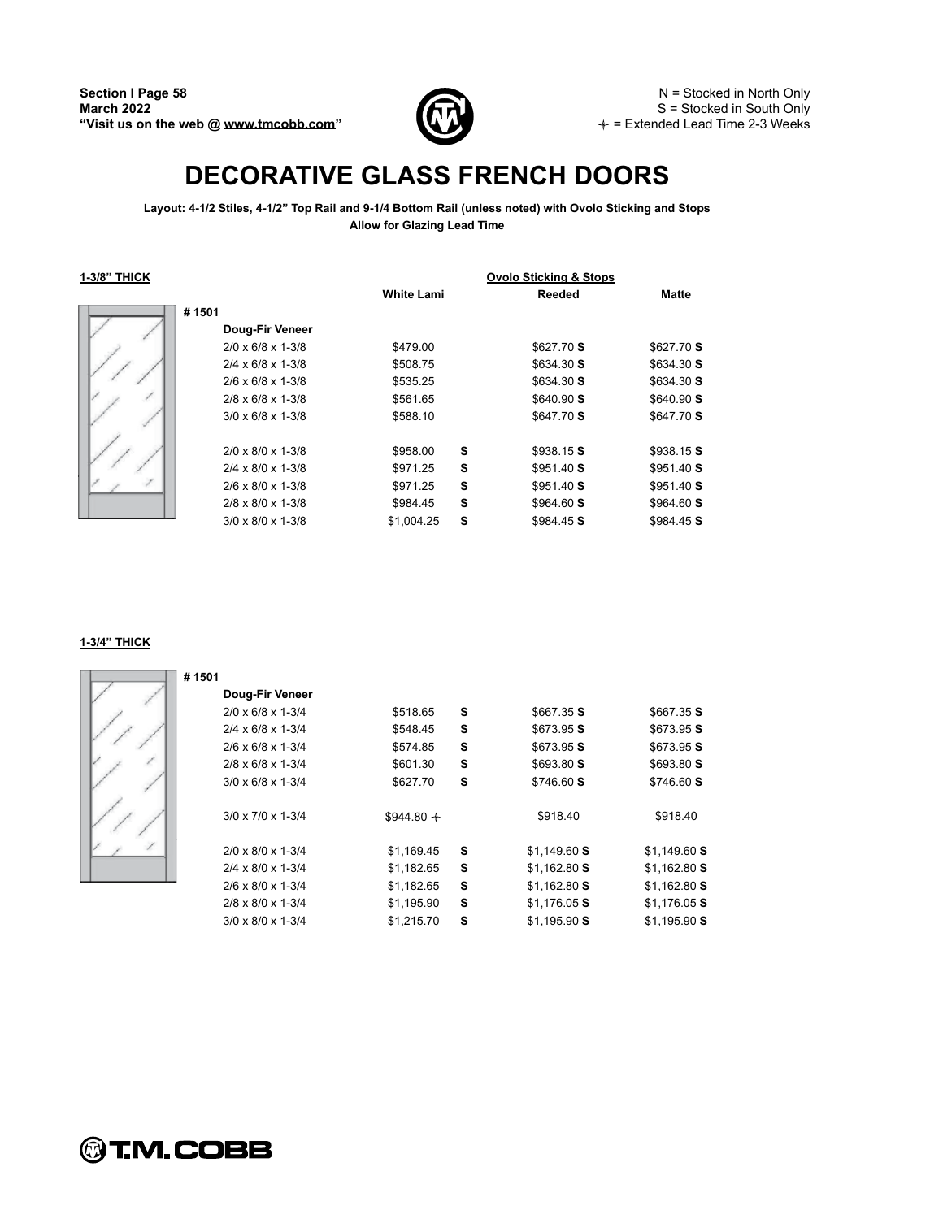# DECORATIVE GLASS FRENCH DOORS

**Layout: 4-1/2 Stiles, 4-1/2" Top Rail and 9-1/4 Bottom Rail (unless noted) with Ovolo Sticking and Stops**
**Allow for Glazing Lead Time**

N = Stocked in North Only
S = Stocked in South Only
+ = Extended Lead Time 2-3 Weeks

**1-3/8" THICK**

| # 1501 | | | Ovolo Sticking & Stops | |
|---|---|---|---|---|
| **Doug-Fir Veneer** | White Lami | | Reeded | Matte |
| 2/0 x 6/8 x 1-3/8 | $479.00 | | $627.70 **S** | $627.70 **S** |
| 2/4 x 6/8 x 1-3/8 | $508.75 | | $634.30 **S** | $634.30 **S** |
| 2/6 x 6/8 x 1-3/8 | $535.25 | | $634.30 **S** | $634.30 **S** |
| 2/8 x 6/8 x 1-3/8 | $561.65 | | $640.90 **S** | $640.90 **S** |
| 3/0 x 6/8 x 1-3/8 | $588.10 | | $647.70 **S** | $647.70 **S** |
| 2/0 x 8/0 x 1-3/8 | $958.00 | **S** | $938.15 **S** | $938.15 **S** |
| 2/4 x 8/0 x 1-3/8 | $971.25 | **S** | $951.40 **S** | $951.40 **S** |
| 2/6 x 8/0 x 1-3/8 | $971.25 | **S** | $951.40 **S** | $951.40 **S** |
| 2/8 x 8/0 x 1-3/8 | $984.45 | **S** | $964.60 **S** | $964.60 **S** |
| 3/0 x 8/0 x 1-3/8 | $1,004.25 | **S** | $984.45 **S** | $984.45 **S** |

**1-3/4" THICK**

| # 1501 | | | Ovolo Sticking & Stops | |
|---|---|---|---|---|
| **Doug-Fir Veneer** | White Lami | | Reeded | Matte |
| 2/0 x 6/8 x 1-3/4 | $518.65 | **S** | $667.35 **S** | $667.35 **S** |
| 2/4 x 6/8 x 1-3/4 | $548.45 | **S** | $673.95 **S** | $673.95 **S** |
| 2/6 x 6/8 x 1-3/4 | $574.85 | **S** | $673.95 **S** | $673.95 **S** |
| 2/8 x 6/8 x 1-3/4 | $601.30 | **S** | $693.80 **S** | $693.80 **S** |
| 3/0 x 6/8 x 1-3/4 | $627.70 | **S** | $746.60 **S** | $746.60 **S** |
| 3/0 x 7/0 x 1-3/4 | $944.80 + | | $918.40 | $918.40 |
| 2/0 x 8/0 x 1-3/4 | $1,169.45 | **S** | $1,149.60 **S** | $1,149.60 **S** |
| 2/4 x 8/0 x 1-3/4 | $1,182.65 | **S** | $1,162.80 **S** | $1,162.80 **S** |
| 2/6 x 8/0 x 1-3/4 | $1,182.65 | **S** | $1,162.80 **S** | $1,162.80 **S** |
| 2/8 x 8/0 x 1-3/4 | $1,195.90 | **S** | $1,176.05 **S** | $1,176.05 **S** |
| 3/0 x 8/0 x 1-3/4 | $1,215.70 | **S** | $1,195.90 **S** | $1,195.90 **S** |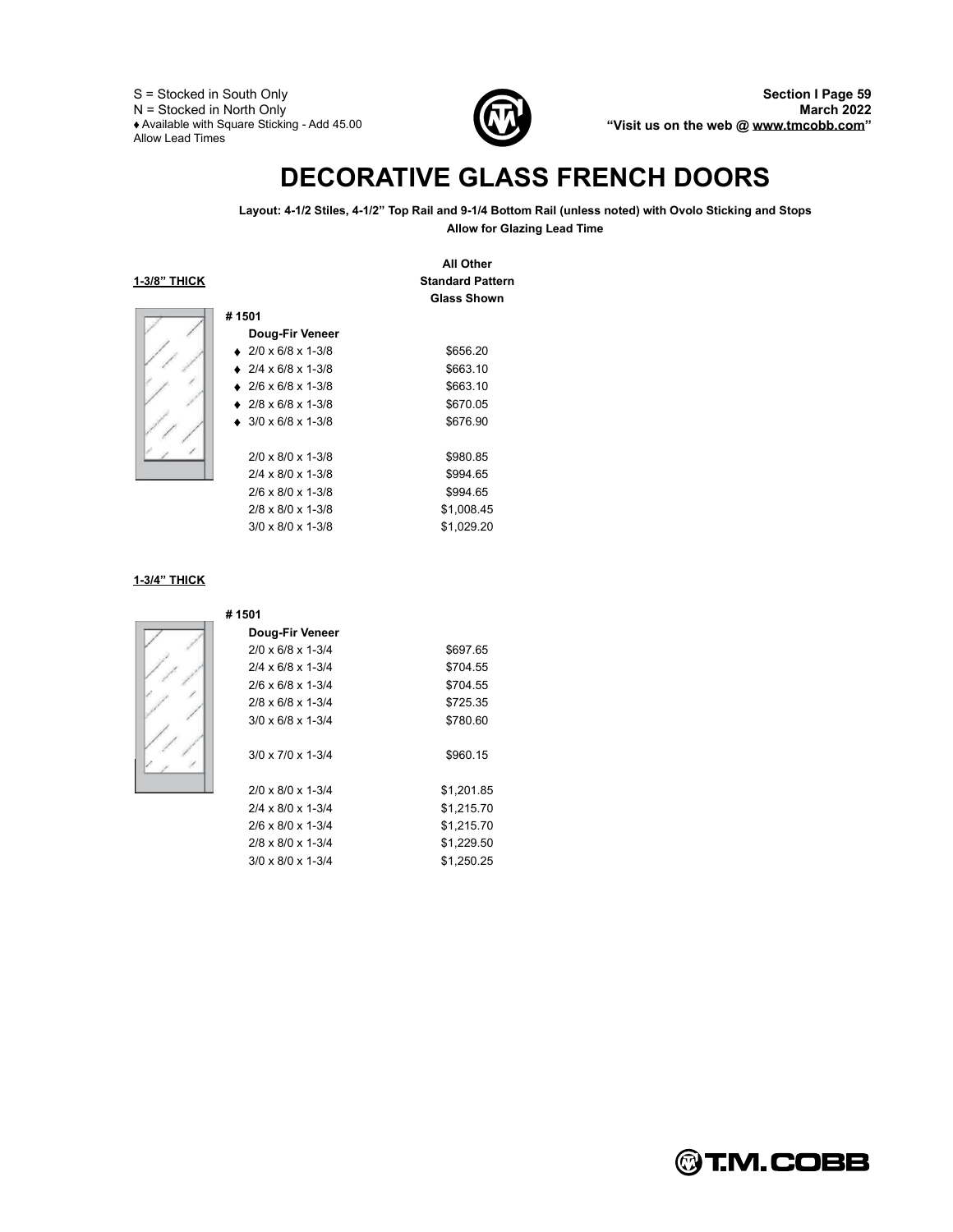S = Stocked in South Only
N = Stocked in North Only
♦ Available with Square Sticking - Add 45.00
Allow Lead Times

# DECORATIVE GLASS FRENCH DOORS

**Layout: 4-1/2 Stiles, 4-1/2" Top Rail and 9-1/4 Bottom Rail (unless noted) with Ovolo Sticking and Stops**
**Allow for Glazing Lead Time**

**1-3/8" THICK**

| # 1501 Doug-Fir Veneer | All Other Standard Pattern Glass Shown |
|---|---|
| ♦ 2/0 x 6/8 x 1-3/8 | $656.20 |
| ♦ 2/4 x 6/8 x 1-3/8 | $663.10 |
| ♦ 2/6 x 6/8 x 1-3/8 | $663.10 |
| ♦ 2/8 x 6/8 x 1-3/8 | $670.05 |
| ♦ 3/0 x 6/8 x 1-3/8 | $676.90 |
| 2/0 x 8/0 x 1-3/8 | $980.85 |
| 2/4 x 8/0 x 1-3/8 | $994.65 |
| 2/6 x 8/0 x 1-3/8 | $994.65 |
| 2/8 x 8/0 x 1-3/8 | $1,008.45 |
| 3/0 x 8/0 x 1-3/8 | $1,029.20 |

**1-3/4" THICK**

| # 1501 Doug-Fir Veneer | All Other Standard Pattern Glass Shown |
|---|---|
| 2/0 x 6/8 x 1-3/4 | $697.65 |
| 2/4 x 6/8 x 1-3/4 | $704.55 |
| 2/6 x 6/8 x 1-3/4 | $704.55 |
| 2/8 x 6/8 x 1-3/4 | $725.35 |
| 3/0 x 6/8 x 1-3/4 | $780.60 |
| 3/0 x 7/0 x 1-3/4 | $960.15 |
| 2/0 x 8/0 x 1-3/4 | $1,201.85 |
| 2/4 x 8/0 x 1-3/4 | $1,215.70 |
| 2/6 x 8/0 x 1-3/4 | $1,215.70 |
| 2/8 x 8/0 x 1-3/4 | $1,229.50 |
| 3/0 x 8/0 x 1-3/4 | $1,250.25 |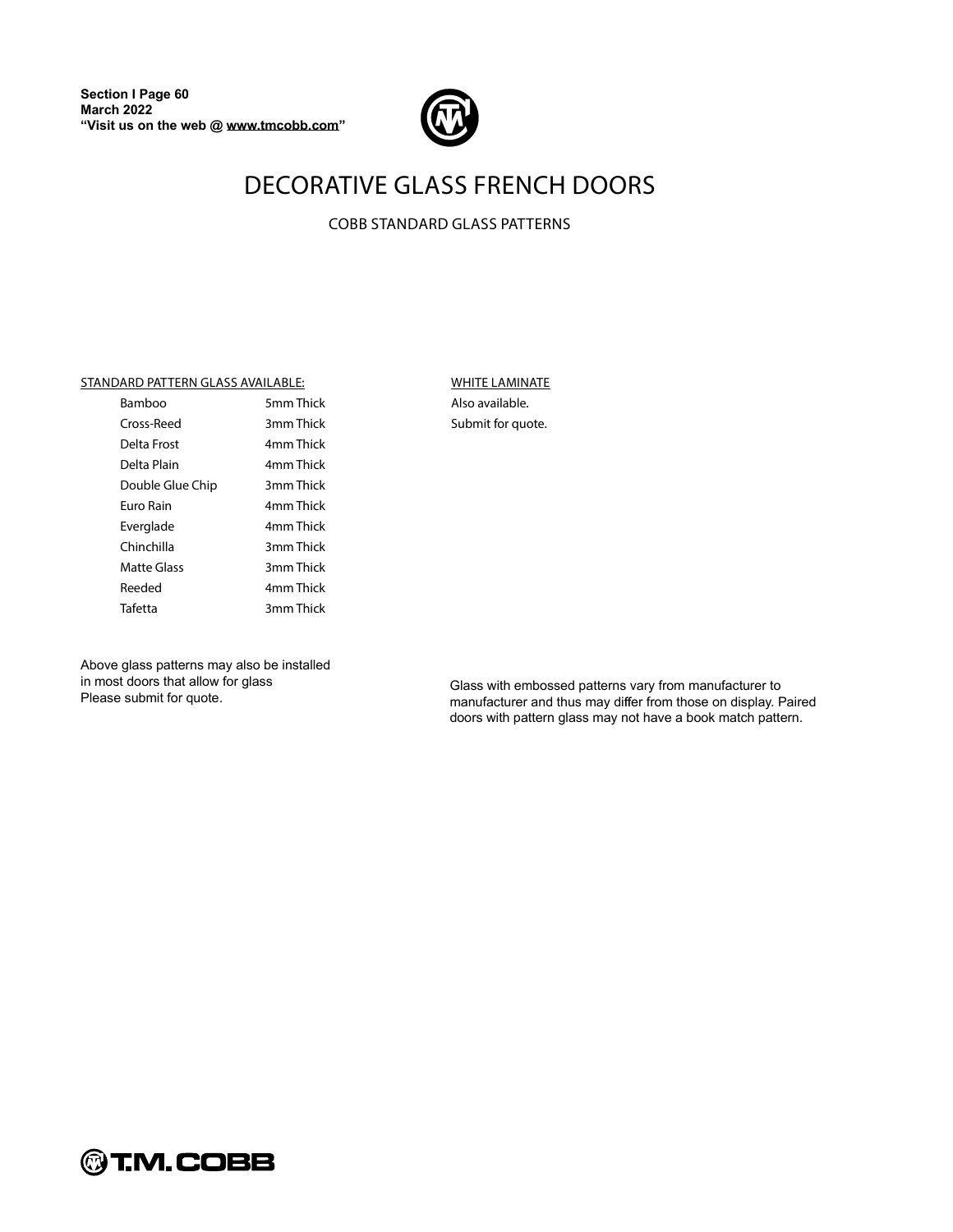# DECORATIVE GLASS FRENCH DOORS

## COBB STANDARD GLASS PATTERNS

STANDARD PATTERN GLASS AVAILABLE:

| Pattern | Thickness |
|---|---|
| Bamboo | 5mm Thick |
| Cross-Reed | 3mm Thick |
| Delta Frost | 4mm Thick |
| Delta Plain | 4mm Thick |
| Double Glue Chip | 3mm Thick |
| Euro Rain | 4mm Thick |
| Everglade | 4mm Thick |
| Chinchilla | 3mm Thick |
| Matte Glass | 3mm Thick |
| Reeded | 4mm Thick |
| Tafetta | 3mm Thick |

Above glass patterns may also be installed in most doors that allow for glass
Please submit for quote.

WHITE LAMINATE

Also available.
Submit for quote.

Glass with embossed patterns vary from manufacturer to manufacturer and thus may differ from those on display. Paired doors with pattern glass may not have a book match pattern.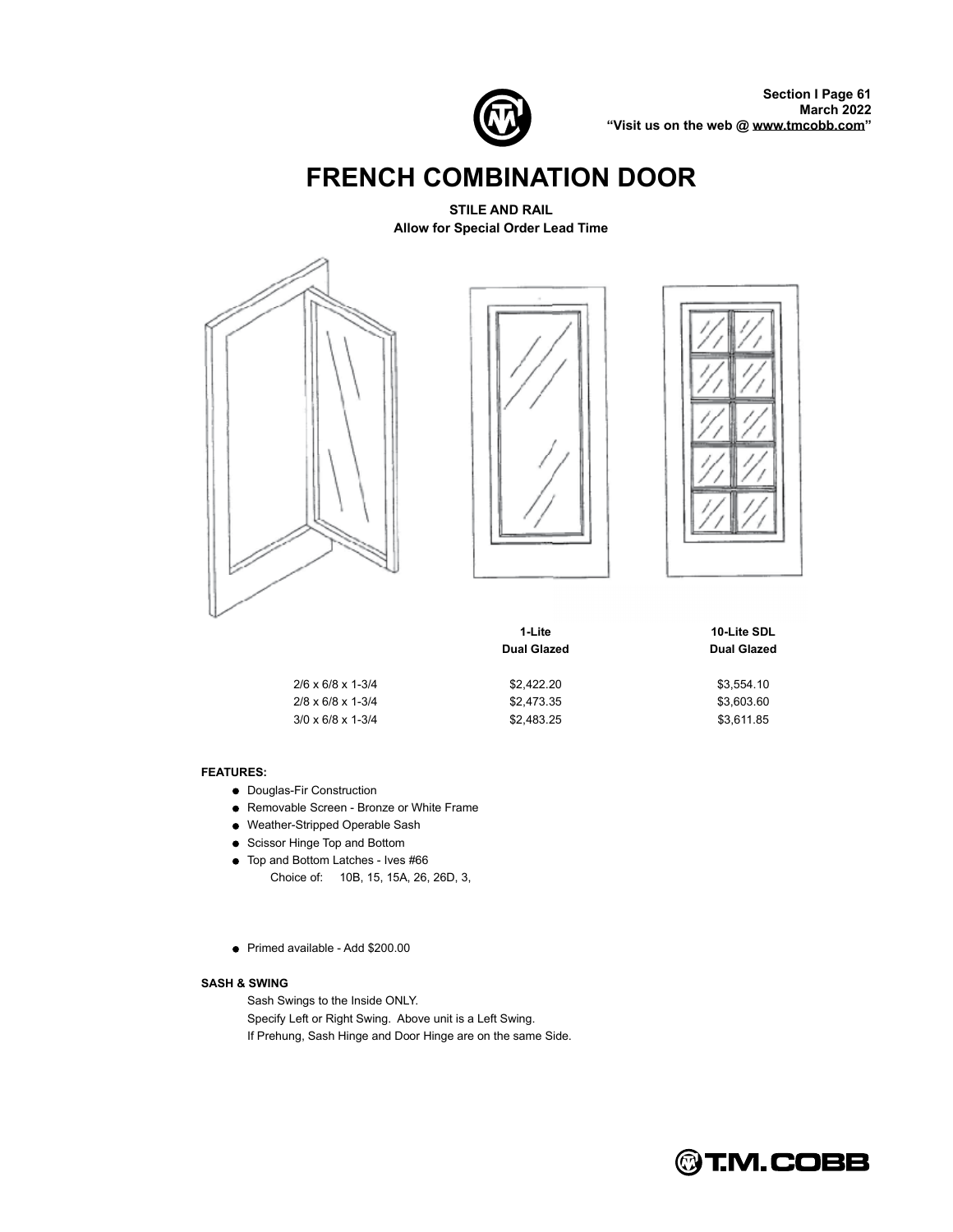# FRENCH COMBINATION DOOR

**STILE AND RAIL**
**Allow for Special Order Lead Time**

| | 1-Lite Dual Glazed | 10-Lite SDL Dual Glazed |
|---|---|---|
| 2/6 x 6/8 x 1-3/4 | $2,422.20 | $3,554.10 |
| 2/8 x 6/8 x 1-3/4 | $2,473.35 | $3,603.60 |
| 3/0 x 6/8 x 1-3/4 | $2,483.25 | $3,611.85 |

**FEATURES:**

- Douglas-Fir Construction
- Removable Screen - Bronze or White Frame
- Weather-Stripped Operable Sash
- Scissor Hinge Top and Bottom
- Top and Bottom Latches - Ives #66
  Choice of: 10B, 15, 15A, 26, 26D, 3,
- Primed available - Add $200.00

**SASH & SWING**

Sash Swings to the Inside ONLY.
Specify Left or Right Swing. Above unit is a Left Swing.
If Prehung, Sash Hinge and Door Hinge are on the same Side.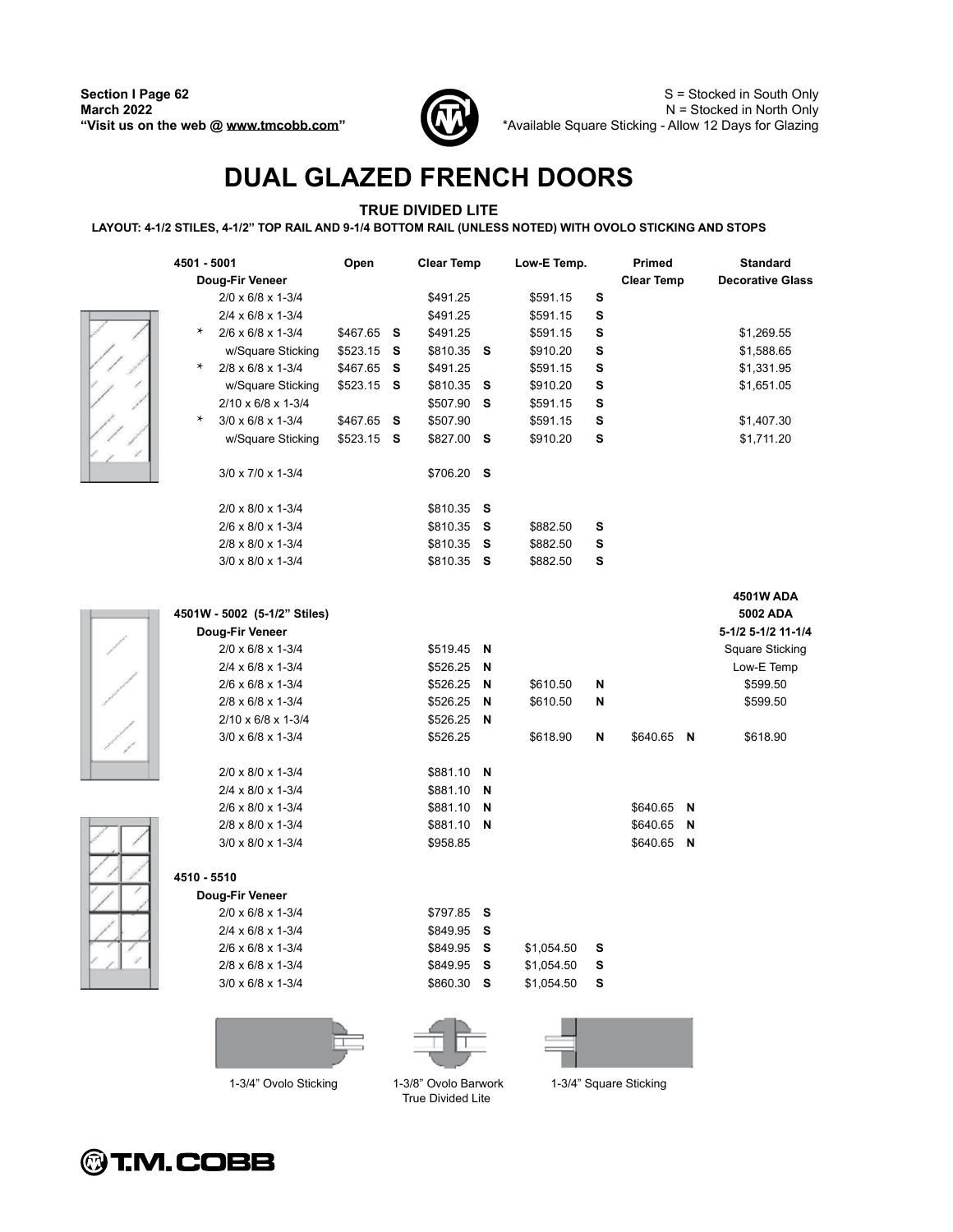# DUAL GLAZED FRENCH DOORS

S = Stocked in South Only
N = Stocked in North Only
*Available Square Sticking - Allow 12 Days for Glazing

### TRUE DIVIDED LITE

**LAYOUT: 4-1/2 STILES, 4-1/2" TOP RAIL AND 9-1/4 BOTTOM RAIL (UNLESS NOTED) WITH OVOLO STICKING AND STOPS**

| 4501 - 5001 | Open | | Clear Temp | | Low-E Temp. | | Primed Clear Temp | | Standard Decorative Glass |
|---|---|---|---|---|---|---|---|---|---|
| **Doug-Fir Veneer** | | | | | | | | | |
| 2/0 x 6/8 x 1-3/4 | | | $491.25 | | $591.15 | S | | | |
| 2/4 x 6/8 x 1-3/4 | | | $491.25 | | $591.15 | S | | | |
| * 2/6 x 6/8 x 1-3/4 | $467.65 | S | $491.25 | | $591.15 | S | | | $1,269.55 |
| w/Square Sticking | $523.15 | S | $810.35 | S | $910.20 | S | | | $1,588.65 |
| * 2/8 x 6/8 x 1-3/4 | $467.65 | S | $491.25 | | $591.15 | S | | | $1,331.95 |
| w/Square Sticking | $523.15 | S | $810.35 | S | $910.20 | S | | | $1,651.05 |
| 2/10 x 6/8 x 1-3/4 | | | $507.90 | S | $591.15 | S | | | |
| * 3/0 x 6/8 x 1-3/4 | $467.65 | S | $507.90 | | $591.15 | S | | | $1,407.30 |
| w/Square Sticking | $523.15 | S | $827.00 | S | $910.20 | S | | | $1,711.20 |
| 3/0 x 7/0 x 1-3/4 | | | $706.20 | S | | | | | |
| 2/0 x 8/0 x 1-3/4 | | | $810.35 | S | | | | | |
| 2/6 x 8/0 x 1-3/4 | | | $810.35 | S | $882.50 | S | | | |
| 2/8 x 8/0 x 1-3/4 | | | $810.35 | S | $882.50 | S | | | |
| 3/0 x 8/0 x 1-3/4 | | | $810.35 | S | $882.50 | S | | | |

| 4501W - 5002 (5-1/2" Stiles) | Open | | Clear Temp | | Low-E Temp. | | Primed Clear Temp | | 4501W ADA 5002 ADA 5-1/2 5-1/2 11-1/4 Square Sticking Low-E Temp |
|---|---|---|---|---|---|---|---|---|---|
| **Doug-Fir Veneer** | | | | | | | | | |
| 2/0 x 6/8 x 1-3/4 | | | $519.45 | N | | | | | |
| 2/4 x 6/8 x 1-3/4 | | | $526.25 | N | | | | | |
| 2/6 x 6/8 x 1-3/4 | | | $526.25 | N | $610.50 | N | | | $599.50 |
| 2/8 x 6/8 x 1-3/4 | | | $526.25 | N | $610.50 | N | | | $599.50 |
| 2/10 x 6/8 x 1-3/4 | | | $526.25 | N | | | | | |
| 3/0 x 6/8 x 1-3/4 | | | $526.25 | | $618.90 | N | $640.65 | N | $618.90 |
| 2/0 x 8/0 x 1-3/4 | | | $881.10 | N | | | | | |
| 2/4 x 8/0 x 1-3/4 | | | $881.10 | N | | | | | |
| 2/6 x 8/0 x 1-3/4 | | | $881.10 | N | | | $640.65 | N | |
| 2/8 x 8/0 x 1-3/4 | | | $881.10 | N | | | $640.65 | N | |
| 3/0 x 8/0 x 1-3/4 | | | $958.85 | | | | $640.65 | N | |

| 4510 - 5510 | Clear Temp | | Low-E Temp. | |
|---|---|---|---|---|
| **Doug-Fir Veneer** | | | | |
| 2/0 x 6/8 x 1-3/4 | $797.85 | S | | |
| 2/4 x 6/8 x 1-3/4 | $849.95 | S | | |
| 2/6 x 6/8 x 1-3/4 | $849.95 | S | $1,054.50 | S |
| 2/8 x 6/8 x 1-3/4 | $849.95 | S | $1,054.50 | S |
| 3/0 x 6/8 x 1-3/4 | $860.30 | S | $1,054.50 | S |

1-3/4" Ovolo Sticking

1-3/8" Ovolo Barwork True Divided Lite

1-3/4" Square Sticking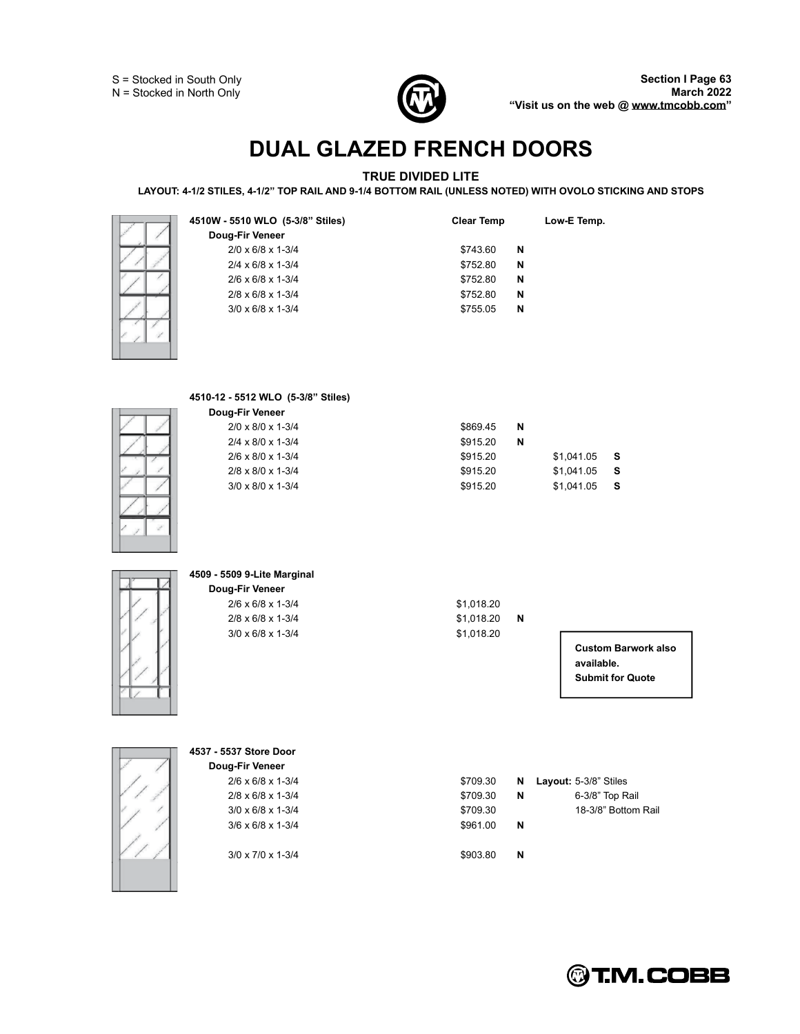S = Stocked in South Only
N = Stocked in North Only

# DUAL GLAZED FRENCH DOORS

**TRUE DIVIDED LITE**

**LAYOUT: 4-1/2 STILES, 4-1/2" TOP RAIL AND 9-1/4 BOTTOM RAIL (UNLESS NOTED) WITH OVOLO STICKING AND STOPS**

| **4510W - 5510 WLO (5-3/8" Stiles)** | **Clear Temp** | | **Low-E Temp.** | |
|---|---|---|---|---|
| **Doug-Fir Veneer** | | | | |
| 2/0 x 6/8 x 1-3/4 | $743.60 | N | | |
| 2/4 x 6/8 x 1-3/4 | $752.80 | N | | |
| 2/6 x 6/8 x 1-3/4 | $752.80 | N | | |
| 2/8 x 6/8 x 1-3/4 | $752.80 | N | | |
| 3/0 x 6/8 x 1-3/4 | $755.05 | N | | |

| **4510-12 - 5512 WLO (5-3/8" Stiles)** | **Clear Temp** | | **Low-E Temp.** | |
|---|---|---|---|---|
| **Doug-Fir Veneer** | | | | |
| 2/0 x 8/0 x 1-3/4 | $869.45 | N | | |
| 2/4 x 8/0 x 1-3/4 | $915.20 | N | | |
| 2/6 x 8/0 x 1-3/4 | $915.20 | | $1,041.05 | S |
| 2/8 x 8/0 x 1-3/4 | $915.20 | | $1,041.05 | S |
| 3/0 x 8/0 x 1-3/4 | $915.20 | | $1,041.05 | S |

| **4509 - 5509 9-Lite Marginal** | **Clear Temp** | |
|---|---|---|
| **Doug-Fir Veneer** | | |
| 2/6 x 6/8 x 1-3/4 | $1,018.20 | |
| 2/8 x 6/8 x 1-3/4 | $1,018.20 | N |
| 3/0 x 6/8 x 1-3/4 | $1,018.20 | |

**Custom Barwork also available. Submit for Quote**

| **4537 - 5537 Store Door** | **Clear Temp** | | |
|---|---|---|---|
| **Doug-Fir Veneer** | | | |
| 2/6 x 6/8 x 1-3/4 | $709.30 | N | **Layout:** 5-3/8" Stiles |
| 2/8 x 6/8 x 1-3/4 | $709.30 | N | 6-3/8" Top Rail |
| 3/0 x 6/8 x 1-3/4 | $709.30 | | 18-3/8" Bottom Rail |
| 3/6 x 6/8 x 1-3/4 | $961.00 | N | |
| 3/0 x 7/0 x 1-3/4 | $903.80 | N | |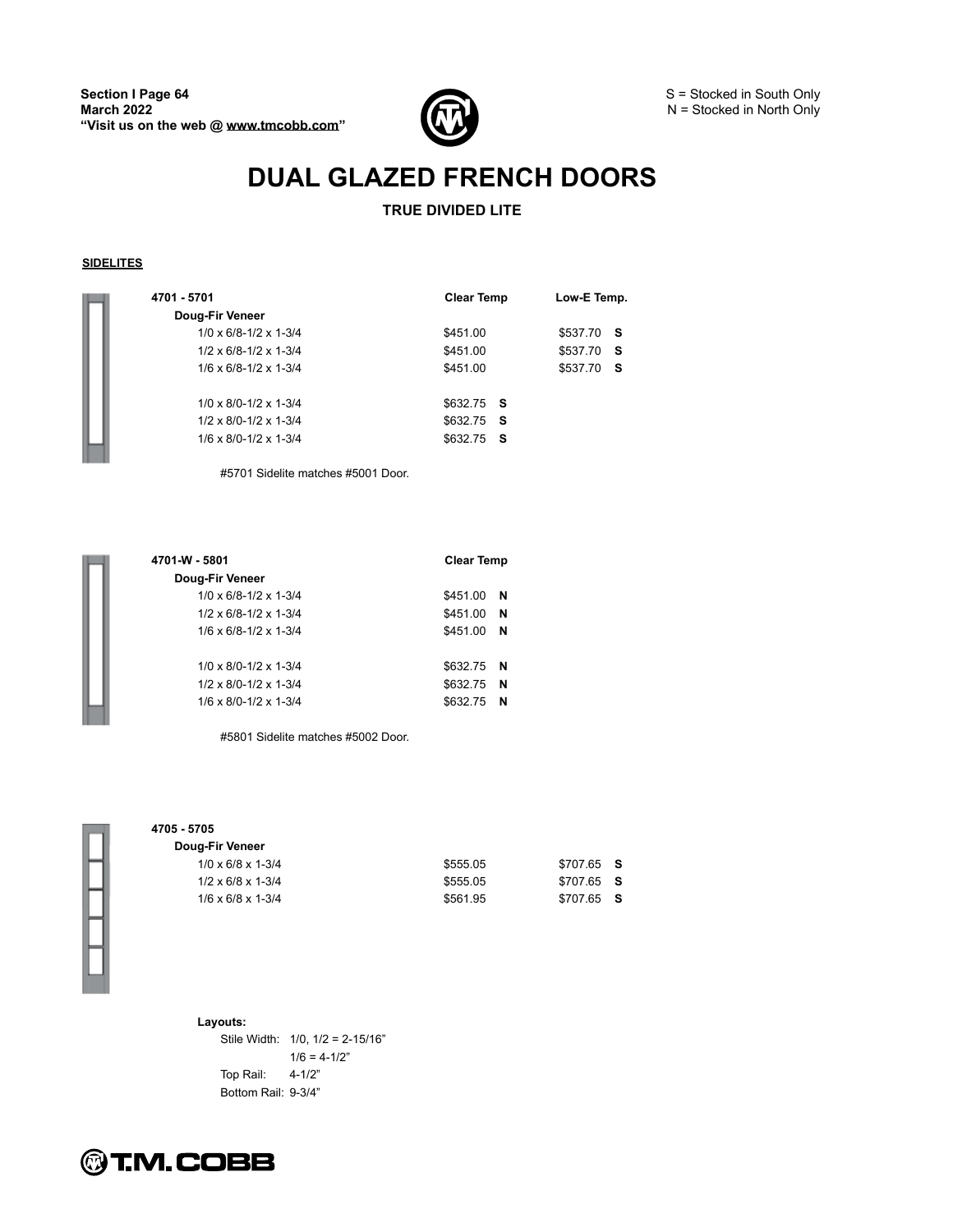S = Stocked in South Only
N = Stocked in North Only

# DUAL GLAZED FRENCH DOORS

## TRUE DIVIDED LITE

**SIDELITES**

| 4701 - 5701 | Clear Temp | Low-E Temp. |
|---|---|---|
| **Doug-Fir Veneer** | | |
| 1/0 x 6/8-1/2 x 1-3/4 | $451.00 | $537.70 **S** |
| 1/2 x 6/8-1/2 x 1-3/4 | $451.00 | $537.70 **S** |
| 1/6 x 6/8-1/2 x 1-3/4 | $451.00 | $537.70 **S** |
| 1/0 x 8/0-1/2 x 1-3/4 | $632.75 **S** | |
| 1/2 x 8/0-1/2 x 1-3/4 | $632.75 **S** | |
| 1/6 x 8/0-1/2 x 1-3/4 | $632.75 **S** | |

#5701 Sidelite matches #5001 Door.

| 4701-W - 5801 | Clear Temp |
|---|---|
| **Doug-Fir Veneer** | |
| 1/0 x 6/8-1/2 x 1-3/4 | $451.00 **N** |
| 1/2 x 6/8-1/2 x 1-3/4 | $451.00 **N** |
| 1/6 x 6/8-1/2 x 1-3/4 | $451.00 **N** |
| 1/0 x 8/0-1/2 x 1-3/4 | $632.75 **N** |
| 1/2 x 8/0-1/2 x 1-3/4 | $632.75 **N** |
| 1/6 x 8/0-1/2 x 1-3/4 | $632.75 **N** |

#5801 Sidelite matches #5002 Door.

| 4705 - 5705 | | |
|---|---|---|
| **Doug-Fir Veneer** | | |
| 1/0 x 6/8 x 1-3/4 | $555.05 | $707.65 **S** |
| 1/2 x 6/8 x 1-3/4 | $555.05 | $707.65 **S** |
| 1/6 x 6/8 x 1-3/4 | $561.95 | $707.65 **S** |

**Layouts:**

Stile Width: 1/0, 1/2 = 2-15/16"
1/6 = 4-1/2"
Top Rail: 4-1/2"
Bottom Rail: 9-3/4"